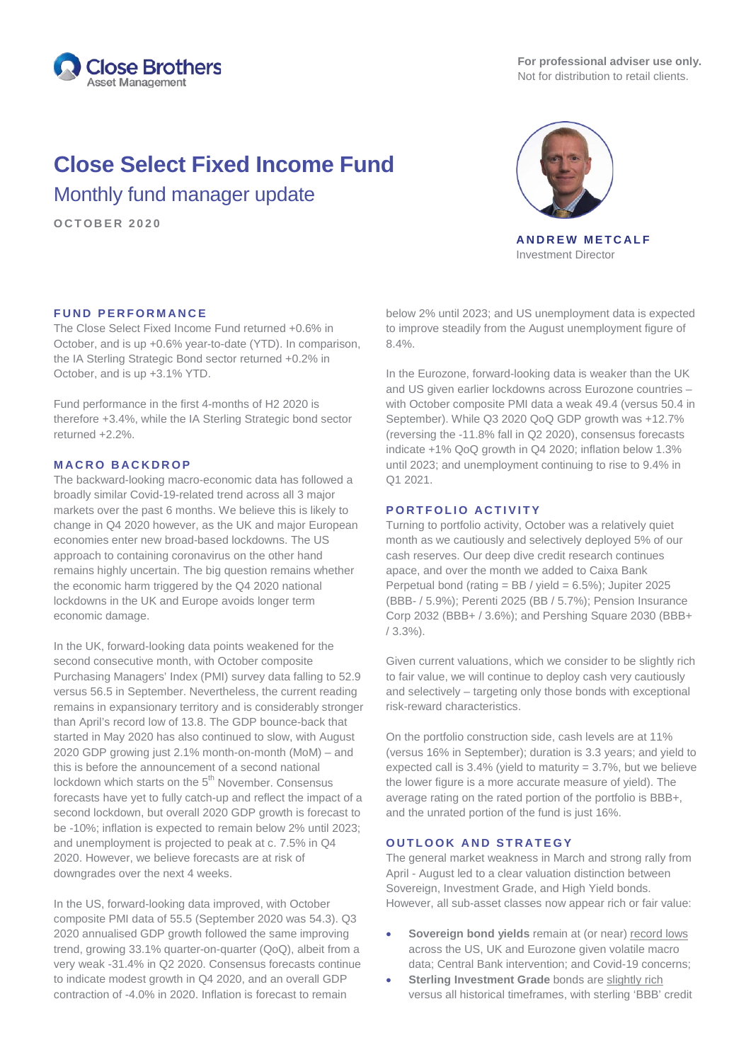Close Brothers Asset Management

**For professional adviser use only.**
Not for distribution to retail clients.

# Close Select Fixed Income Fund

## Monthly fund manager update

OCTOBER 2020

**ANDREW METCALF**
Investment Director

### FUND PERFORMANCE

The Close Select Fixed Income Fund returned +0.6% in October, and is up +0.6% year-to-date (YTD). In comparison, the IA Sterling Strategic Bond sector returned +0.2% in October, and is up +3.1% YTD.

Fund performance in the first 4-months of H2 2020 is therefore +3.4%, while the IA Sterling Strategic bond sector returned +2.2%.

### MACRO BACKDROP

The backward-looking macro-economic data has followed a broadly similar Covid-19-related trend across all 3 major markets over the past 6 months. We believe this is likely to change in Q4 2020 however, as the UK and major European economies enter new broad-based lockdowns. The US approach to containing coronavirus on the other hand remains highly uncertain. The big question remains whether the economic harm triggered by the Q4 2020 national lockdowns in the UK and Europe avoids longer term economic damage.

In the UK, forward-looking data points weakened for the second consecutive month, with October composite Purchasing Managers' Index (PMI) survey data falling to 52.9 versus 56.5 in September. Nevertheless, the current reading remains in expansionary territory and is considerably stronger than April's record low of 13.8. The GDP bounce-back that started in May 2020 has also continued to slow, with August 2020 GDP growing just 2.1% month-on-month (MoM) – and this is before the announcement of a second national lockdown which starts on the 5th November. Consensus forecasts have yet to fully catch-up and reflect the impact of a second lockdown, but overall 2020 GDP growth is forecast to be -10%; inflation is expected to remain below 2% until 2023; and unemployment is projected to peak at c. 7.5% in Q4 2020. However, we believe forecasts are at risk of downgrades over the next 4 weeks.

In the US, forward-looking data improved, with October composite PMI data of 55.5 (September 2020 was 54.3). Q3 2020 annualised GDP growth followed the same improving trend, growing 33.1% quarter-on-quarter (QoQ), albeit from a very weak -31.4% in Q2 2020. Consensus forecasts continue to indicate modest growth in Q4 2020, and an overall GDP contraction of -4.0% in 2020. Inflation is forecast to remain below 2% until 2023; and US unemployment data is expected to improve steadily from the August unemployment figure of 8.4%.

In the Eurozone, forward-looking data is weaker than the UK and US given earlier lockdowns across Eurozone countries – with October composite PMI data a weak 49.4 (versus 50.4 in September). While Q3 2020 QoQ GDP growth was +12.7% (reversing the -11.8% fall in Q2 2020), consensus forecasts indicate +1% QoQ growth in Q4 2020; inflation below 1.3% until 2023; and unemployment continuing to rise to 9.4% in Q1 2021.

### PORTFOLIO ACTIVITY

Turning to portfolio activity, October was a relatively quiet month as we cautiously and selectively deployed 5% of our cash reserves. Our deep dive credit research continues apace, and over the month we added to Caixa Bank Perpetual bond (rating = BB / yield = 6.5%); Jupiter 2025 (BBB- / 5.9%); Perenti 2025 (BB / 5.7%); Pension Insurance Corp 2032 (BBB+ / 3.6%); and Pershing Square 2030 (BBB+ / 3.3%).

Given current valuations, which we consider to be slightly rich to fair value, we will continue to deploy cash very cautiously and selectively – targeting only those bonds with exceptional risk-reward characteristics.

On the portfolio construction side, cash levels are at 11% (versus 16% in September); duration is 3.3 years; and yield to expected call is 3.4% (yield to maturity = 3.7%, but we believe the lower figure is a more accurate measure of yield). The average rating on the rated portion of the portfolio is BBB+, and the unrated portion of the fund is just 16%.

### OUTLOOK AND STRATEGY

The general market weakness in March and strong rally from April - August led to a clear valuation distinction between Sovereign, Investment Grade, and High Yield bonds. However, all sub-asset classes now appear rich or fair value:

- **Sovereign bond yields** remain at (or near) record lows across the US, UK and Eurozone given volatile macro data; Central Bank intervention; and Covid-19 concerns;
- **Sterling Investment Grade** bonds are slightly rich versus all historical timeframes, with sterling 'BBB' credit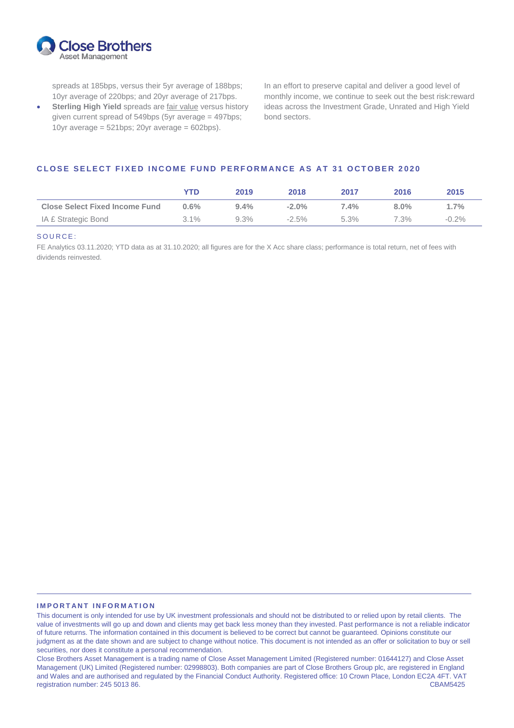spreads at 185bps, versus their 5yr average of 188bps; 10yr average of 220bps; and 20yr average of 217bps.

- **Sterling High Yield** spreads are fair value versus history given current spread of 549bps (5yr average = 497bps; 10yr average = 521bps; 20yr average = 602bps).

In an effort to preserve capital and deliver a good level of monthly income, we continue to seek out the best risk:reward ideas across the Investment Grade, Unrated and High Yield bond sectors.

## CLOSE SELECT FIXED INCOME FUND PERFORMANCE AS AT 31 OCTOBER 2020

| | YTD | 2019 | 2018 | 2017 | 2016 | 2015 |
|---|---|---|---|---|---|---|
| **Close Select Fixed Income Fund** | **0.6%** | **9.4%** | **-2.0%** | **7.4%** | **8.0%** | **1.7%** |
| IA £ Strategic Bond | 3.1% | 9.3% | -2.5% | 5.3% | 7.3% | -0.2% |

SOURCE:

FE Analytics 03.11.2020; YTD data as at 31.10.2020; all figures are for the X Acc share class; performance is total return, net of fees with dividends reinvested.

### IMPORTANT INFORMATION

This document is only intended for use by UK investment professionals and should not be distributed to or relied upon by retail clients. The value of investments will go up and down and clients may get back less money than they invested. Past performance is not a reliable indicator of future returns. The information contained in this document is believed to be correct but cannot be guaranteed. Opinions constitute our judgment as at the date shown and are subject to change without notice. This document is not intended as an offer or solicitation to buy or sell securities, nor does it constitute a personal recommendation.

Close Brothers Asset Management is a trading name of Close Asset Management Limited (Registered number: 01644127) and Close Asset Management (UK) Limited (Registered number: 02998803). Both companies are part of Close Brothers Group plc, are registered in England and Wales and are authorised and regulated by the Financial Conduct Authority. Registered office: 10 Crown Place, London EC2A 4FT. VAT registration number: 245 5013 86. CBAM5425